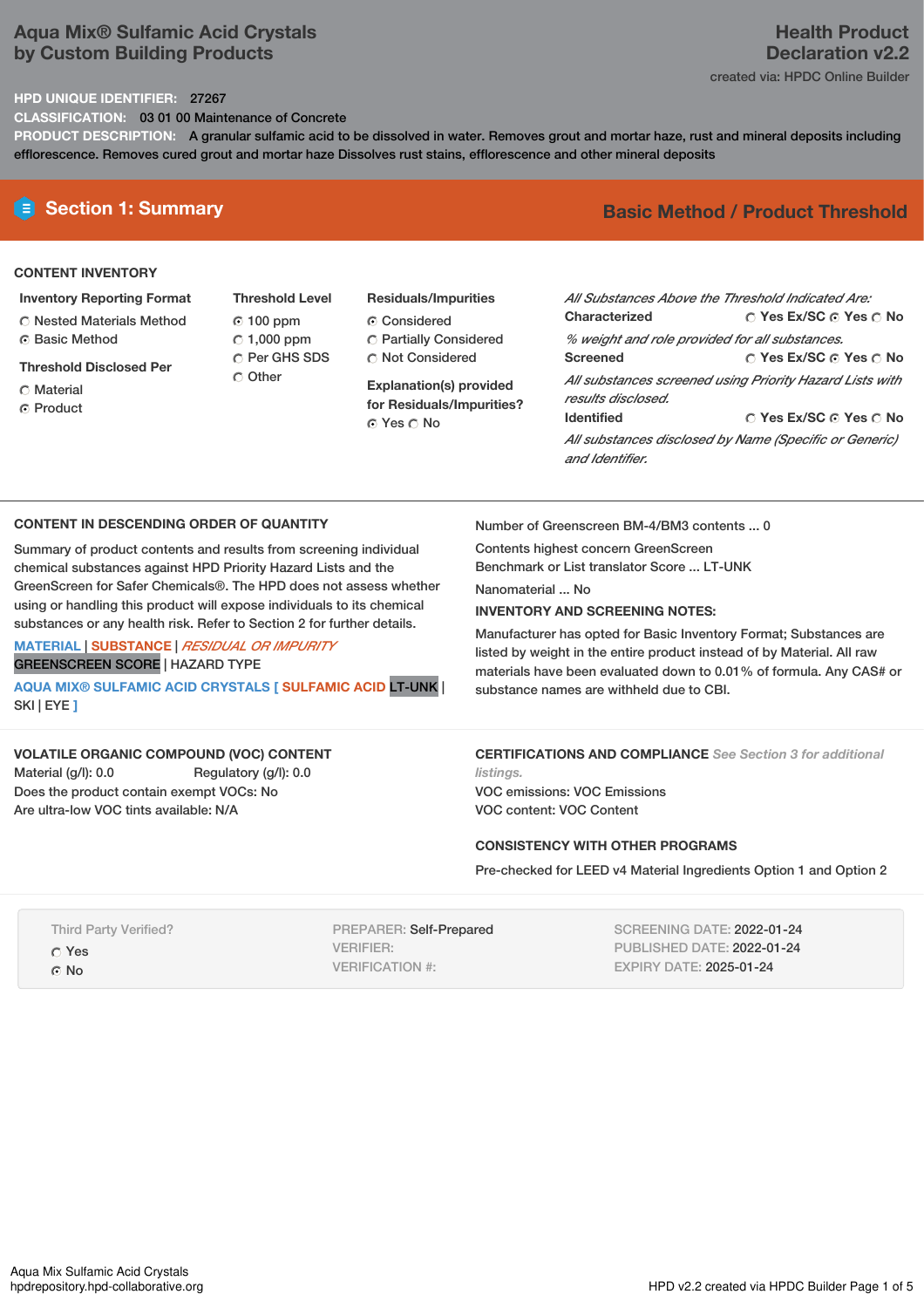# Aqua Mix® Sulfamic Acid Crystals by Custom Building Products

**Health Product Declaration v2.2**

created via: HPDC Online Builder

**HPD UNIQUE IDENTIFIER:** 27267

**CLASSIFICATION:** 03 01 00 Maintenance of Concrete

**PRODUCT DESCRIPTION:** A granular sulfamic acid to be dissolved in water. Removes grout and mortar haze, rust and mineral deposits including efflorescence. Removes cured grout and mortar haze Dissolves rust stains, efflorescence and other mineral deposits

## Section 1: Summary

**Basic Method / Product Threshold**

### CONTENT INVENTORY

**Inventory Reporting Format**
- ○ Nested Materials Method
- ◉ Basic Method

**Threshold Disclosed Per**
- ○ Material
- ◉ Product

**Threshold Level**
- ◉ 100 ppm
- ○ 1,000 ppm
- ○ Per GHS SDS
- ○ Other

**Residuals/Impurities**
- ◉ Considered
- ○ Partially Considered
- ○ Not Considered

**Explanation(s) provided for Residuals/Impurities?**
◉ Yes ○ No

*All Substances Above the Threshold Indicated Are:*

**Characterized** ○ Yes Ex/SC ◉ Yes ○ No
*% weight and role provided for all substances.*

**Screened** ○ Yes Ex/SC ◉ Yes ○ No
*All substances screened using Priority Hazard Lists with results disclosed.*

**Identified** ○ Yes Ex/SC ◉ Yes ○ No
*All substances disclosed by Name (Specific or Generic) and Identifier.*

### CONTENT IN DESCENDING ORDER OF QUANTITY

Summary of product contents and results from screening individual chemical substances against HPD Priority Hazard Lists and the GreenScreen for Safer Chemicals®. The HPD does not assess whether using or handling this product will expose individuals to its chemical substances or any health risk. Refer to Section 2 for further details.

MATERIAL | SUBSTANCE | *RESIDUAL OR IMPURITY*
GREENSCREEN SCORE | HAZARD TYPE

AQUA MIX® SULFAMIC ACID CRYSTALS [ SULFAMIC ACID LT-UNK | SKI | EYE ]

Number of Greenscreen BM-4/BM3 contents ... 0

Contents highest concern GreenScreen Benchmark or List translator Score ... LT-UNK

Nanomaterial ... No

**INVENTORY AND SCREENING NOTES:**

Manufacturer has opted for Basic Inventory Format; Substances are listed by weight in the entire product instead of by Material. All raw materials have been evaluated down to 0.01% of formula. Any CAS# or substance names are withheld due to CBI.

### VOLATILE ORGANIC COMPOUND (VOC) CONTENT

Material (g/l): 0.0 Regulatory (g/l): 0.0
Does the product contain exempt VOCs: No
Are ultra-low VOC tints available: N/A

### CERTIFICATIONS AND COMPLIANCE *See Section 3 for additional listings.*

VOC emissions: VOC Emissions
VOC content: VOC Content

### CONSISTENCY WITH OTHER PROGRAMS

Pre-checked for LEED v4 Material Ingredients Option 1 and Option 2

Third Party Verified?
- ○ Yes
- ◉ No

PREPARER: Self-Prepared
VERIFIER:
VERIFICATION #:

SCREENING DATE: 2022-01-24
PUBLISHED DATE: 2022-01-24
EXPIRY DATE: 2025-01-24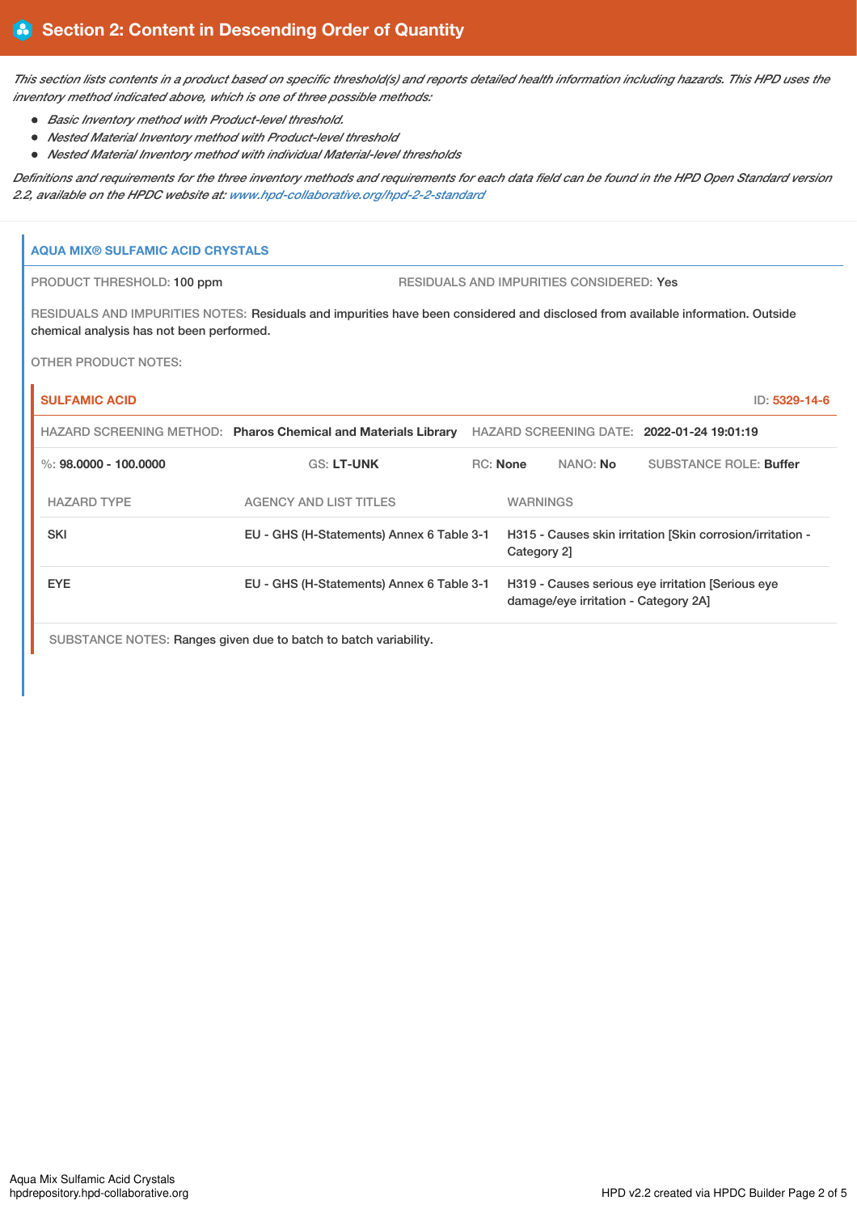## Section 2: Content in Descending Order of Quantity

*This section lists contents in a product based on specific threshold(s) and reports detailed health information including hazards. This HPD uses the inventory method indicated above, which is one of three possible methods:*

- *Basic Inventory method with Product-level threshold.*
- *Nested Material Inventory method with Product-level threshold*
- *Nested Material Inventory method with individual Material-level thresholds*

*Definitions and requirements for the three inventory methods and requirements for each data field can be found in the HPD Open Standard version 2.2, available on the HPDC website at: www.hpd-collaborative.org/hpd-2-2-standard*

### AQUA MIX® SULFAMIC ACID CRYSTALS

PRODUCT THRESHOLD: 100 ppm

RESIDUALS AND IMPURITIES CONSIDERED: Yes

RESIDUALS AND IMPURITIES NOTES: Residuals and impurities have been considered and disclosed from available information. Outside chemical analysis has not been performed.

OTHER PRODUCT NOTES:

#### SULFAMIC ACID

ID: 5329-14-6

HAZARD SCREENING METHOD: **Pharos Chemical and Materials Library** HAZARD SCREENING DATE: **2022-01-24 19:01:19**

%: **98.0000 - 100.0000** GS: **LT-UNK** RC: **None** NANO: **No** SUBSTANCE ROLE: **Buffer**

| HAZARD TYPE | AGENCY AND LIST TITLES | WARNINGS |
|---|---|---|
| SKI | EU - GHS (H-Statements) Annex 6 Table 3-1 | H315 - Causes skin irritation [Skin corrosion/irritation - Category 2] |
| EYE | EU - GHS (H-Statements) Annex 6 Table 3-1 | H319 - Causes serious eye irritation [Serious eye damage/eye irritation - Category 2A] |

SUBSTANCE NOTES: Ranges given due to batch to batch variability.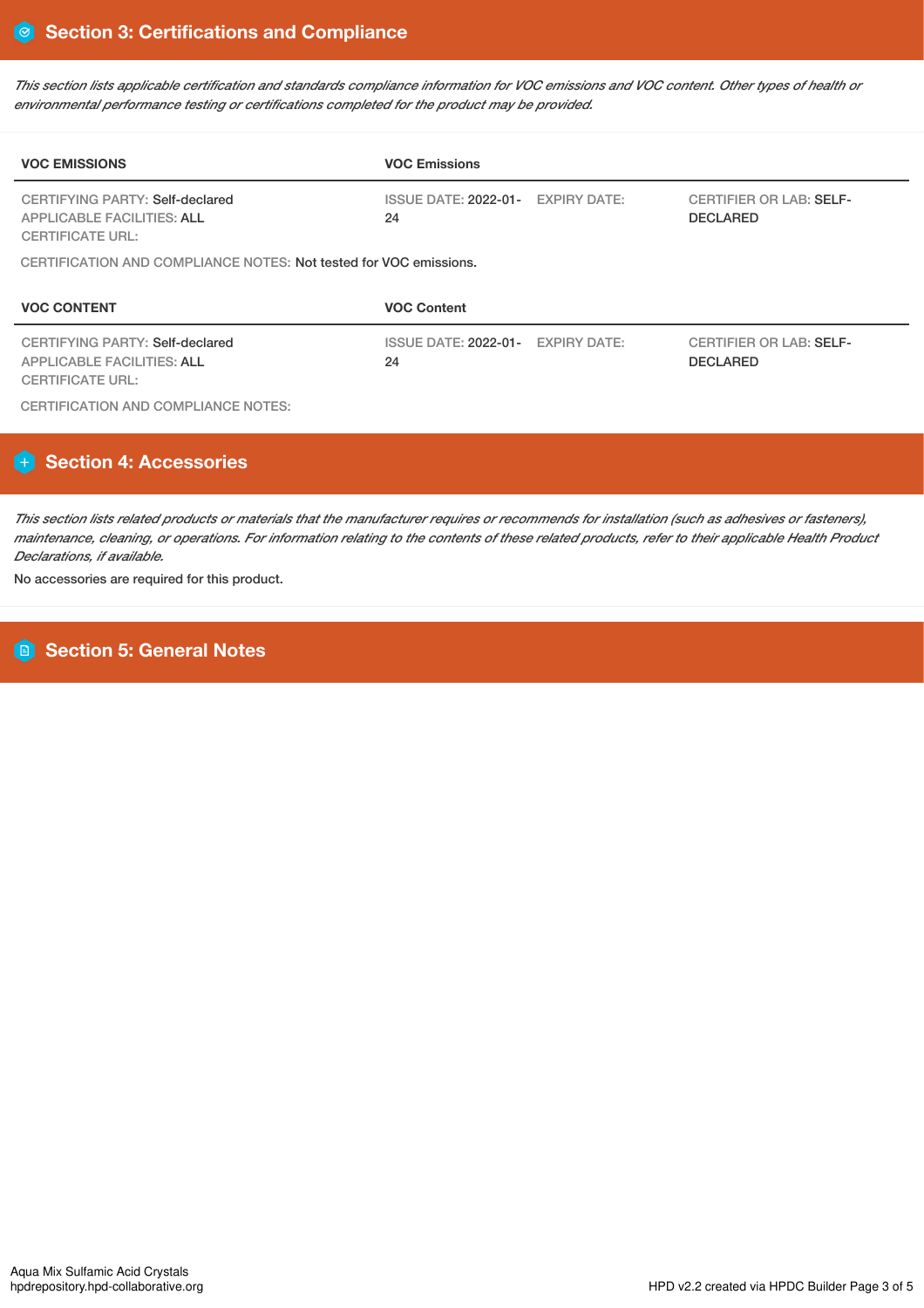## Section 3: Certifications and Compliance

*This section lists applicable certification and standards compliance information for VOC emissions and VOC content. Other types of health or environmental performance testing or certifications completed for the product may be provided.*

| VOC EMISSIONS | VOC Emissions | | |
|---|---|---|---|
| CERTIFYING PARTY: Self-declared<br>APPLICABLE FACILITIES: ALL<br>CERTIFICATE URL: | ISSUE DATE: 2022-01-24 | EXPIRY DATE: | CERTIFIER OR LAB: SELF-DECLARED |

CERTIFICATION AND COMPLIANCE NOTES: Not tested for VOC emissions.

| VOC CONTENT | VOC Content | | |
|---|---|---|---|
| CERTIFYING PARTY: Self-declared<br>APPLICABLE FACILITIES: ALL<br>CERTIFICATE URL: | ISSUE DATE: 2022-01-24 | EXPIRY DATE: | CERTIFIER OR LAB: SELF-DECLARED |

CERTIFICATION AND COMPLIANCE NOTES:

## Section 4: Accessories

*This section lists related products or materials that the manufacturer requires or recommends for installation (such as adhesives or fasteners), maintenance, cleaning, or operations. For information relating to the contents of these related products, refer to their applicable Health Product Declarations, if available.*

No accessories are required for this product.

## Section 5: General Notes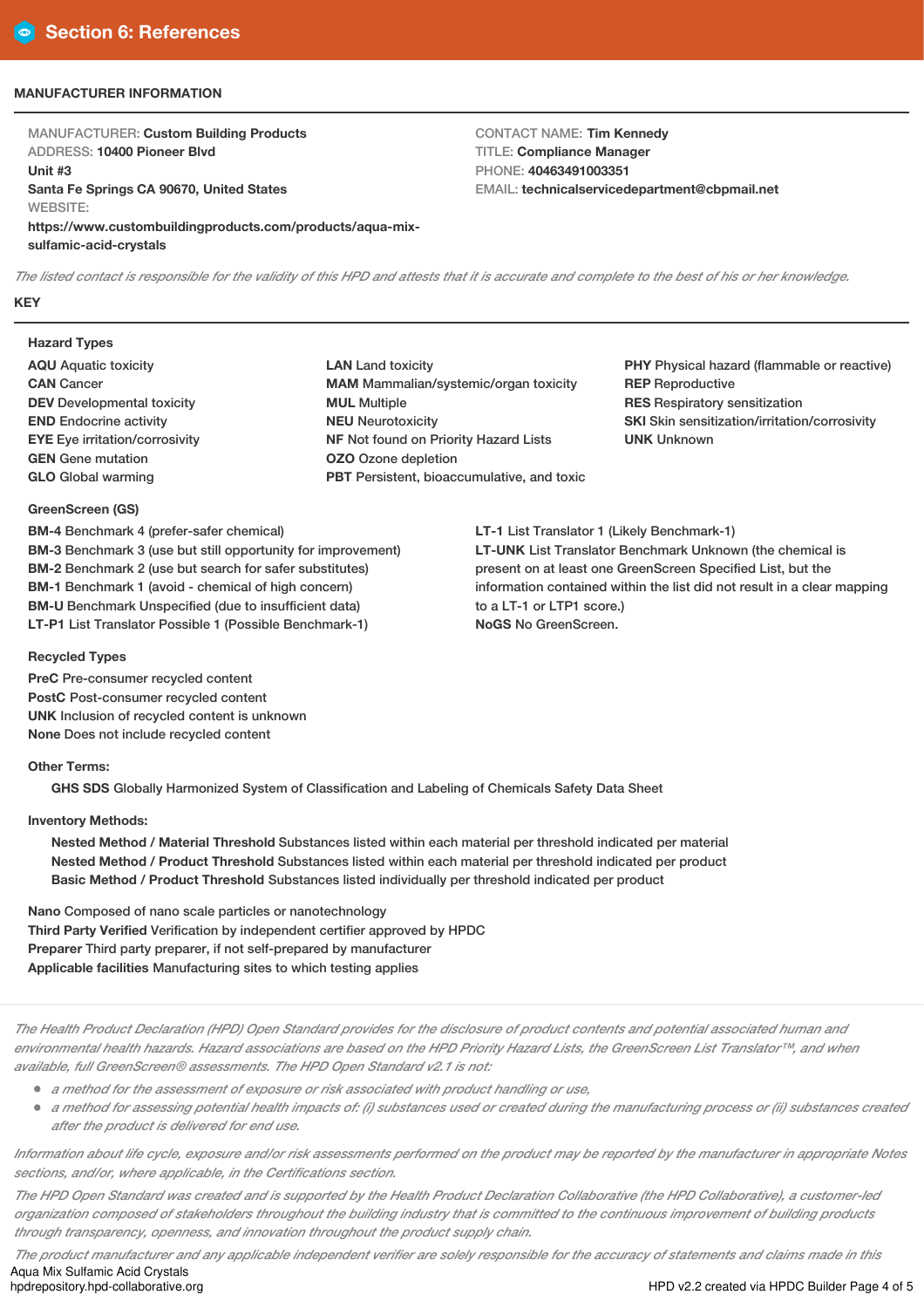## Section 6: References

### MANUFACTURER INFORMATION

MANUFACTURER: **Custom Building Products**
ADDRESS: **10400 Pioneer Blvd**
**Unit #3**
**Santa Fe Springs CA 90670, United States**
WEBSITE:
**https://www.custombuildingproducts.com/products/aqua-mix-sulfamic-acid-crystals**

CONTACT NAME: **Tim Kennedy**
TITLE: **Compliance Manager**
PHONE: **40463491003351**
EMAIL: **technicalservicedepartment@cbpmail.net**

*The listed contact is responsible for the validity of this HPD and attests that it is accurate and complete to the best of his or her knowledge.*

### KEY

**Hazard Types**

**AQU** Aquatic toxicity
**CAN** Cancer
**DEV** Developmental toxicity
**END** Endocrine activity
**EYE** Eye irritation/corrosivity
**GEN** Gene mutation
**GLO** Global warming
**LAN** Land toxicity
**MAM** Mammalian/systemic/organ toxicity
**MUL** Multiple
**NEU** Neurotoxicity
**NF** Not found on Priority Hazard Lists
**OZO** Ozone depletion
**PBT** Persistent, bioaccumulative, and toxic
**PHY** Physical hazard (flammable or reactive)
**REP** Reproductive
**RES** Respiratory sensitization
**SKI** Skin sensitization/irritation/corrosivity
**UNK** Unknown

**GreenScreen (GS)**

**BM-4** Benchmark 4 (prefer-safer chemical)
**BM-3** Benchmark 3 (use but still opportunity for improvement)
**BM-2** Benchmark 2 (use but search for safer substitutes)
**BM-1** Benchmark 1 (avoid - chemical of high concern)
**BM-U** Benchmark Unspecified (due to insufficient data)
**LT-P1** List Translator Possible 1 (Possible Benchmark-1)
**LT-1** List Translator 1 (Likely Benchmark-1)
**LT-UNK** List Translator Benchmark Unknown (the chemical is present on at least one GreenScreen Specified List, but the information contained within the list did not result in a clear mapping to a LT-1 or LTP1 score.)
**NoGS** No GreenScreen.

**Recycled Types**

**PreC** Pre-consumer recycled content
**PostC** Post-consumer recycled content
**UNK** Inclusion of recycled content is unknown
**None** Does not include recycled content

**Other Terms:**

**GHS SDS** Globally Harmonized System of Classification and Labeling of Chemicals Safety Data Sheet

**Inventory Methods:**

**Nested Method / Material Threshold** Substances listed within each material per threshold indicated per material
**Nested Method / Product Threshold** Substances listed within each material per threshold indicated per product
**Basic Method / Product Threshold** Substances listed individually per threshold indicated per product

**Nano** Composed of nano scale particles or nanotechnology
**Third Party Verified** Verification by independent certifier approved by HPDC
**Preparer** Third party preparer, if not self-prepared by manufacturer
**Applicable facilities** Manufacturing sites to which testing applies

*The Health Product Declaration (HPD) Open Standard provides for the disclosure of product contents and potential associated human and environmental health hazards. Hazard associations are based on the HPD Priority Hazard Lists, the GreenScreen List Translator™, and when available, full GreenScreen® assessments. The HPD Open Standard v2.1 is not:*

- *a method for the assessment of exposure or risk associated with product handling or use,*
- *a method for assessing potential health impacts of: (i) substances used or created during the manufacturing process or (ii) substances created after the product is delivered for end use.*

*Information about life cycle, exposure and/or risk assessments performed on the product may be reported by the manufacturer in appropriate Notes sections, and/or, where applicable, in the Certifications section.*

*The HPD Open Standard was created and is supported by the Health Product Declaration Collaborative (the HPD Collaborative), a customer-led organization composed of stakeholders throughout the building industry that is committed to the continuous improvement of building products through transparency, openness, and innovation throughout the product supply chain.*

*The product manufacturer and any applicable independent verifier are solely responsible for the accuracy of statements and claims made in this*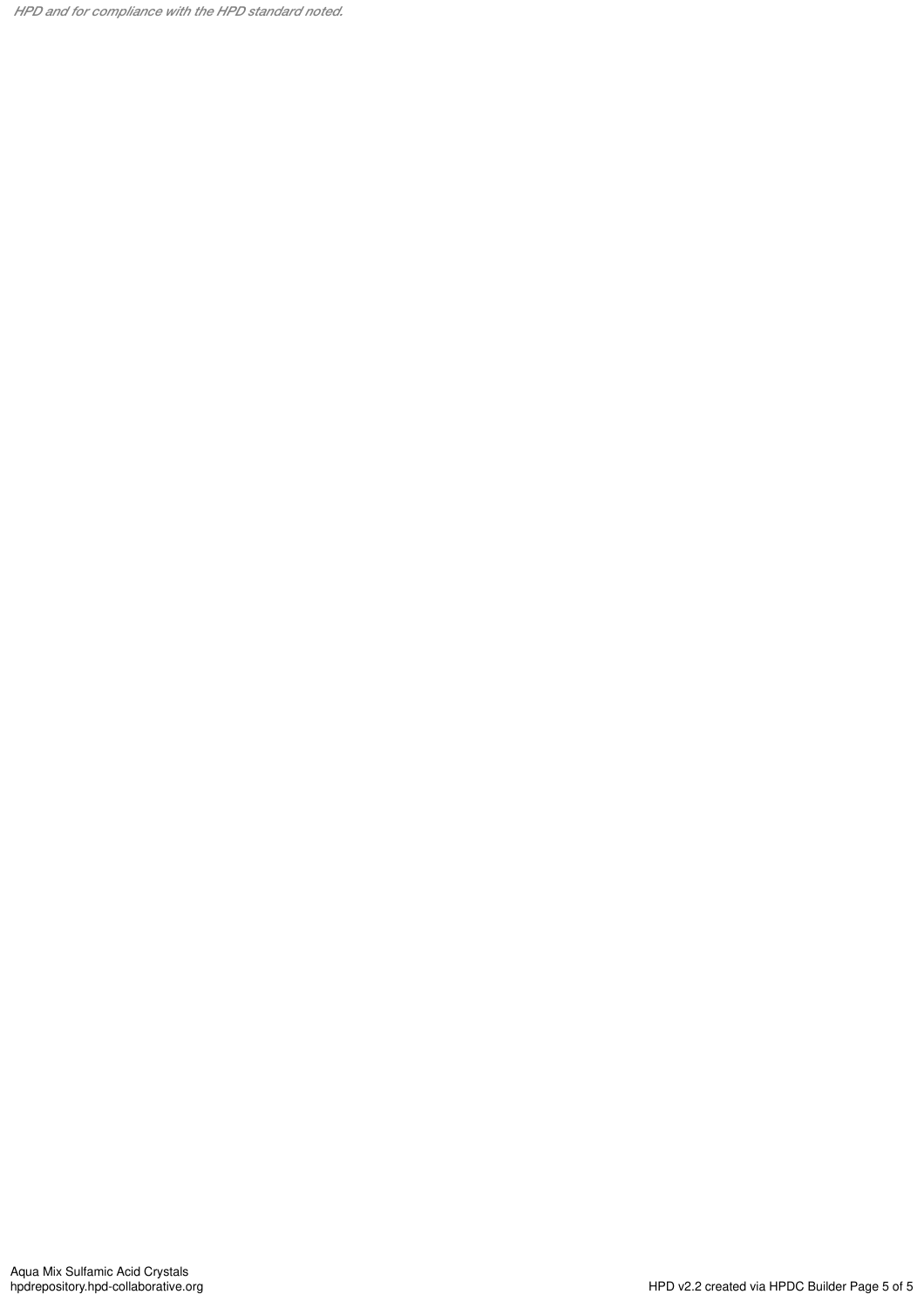*HPD and for compliance with the HPD standard noted.*